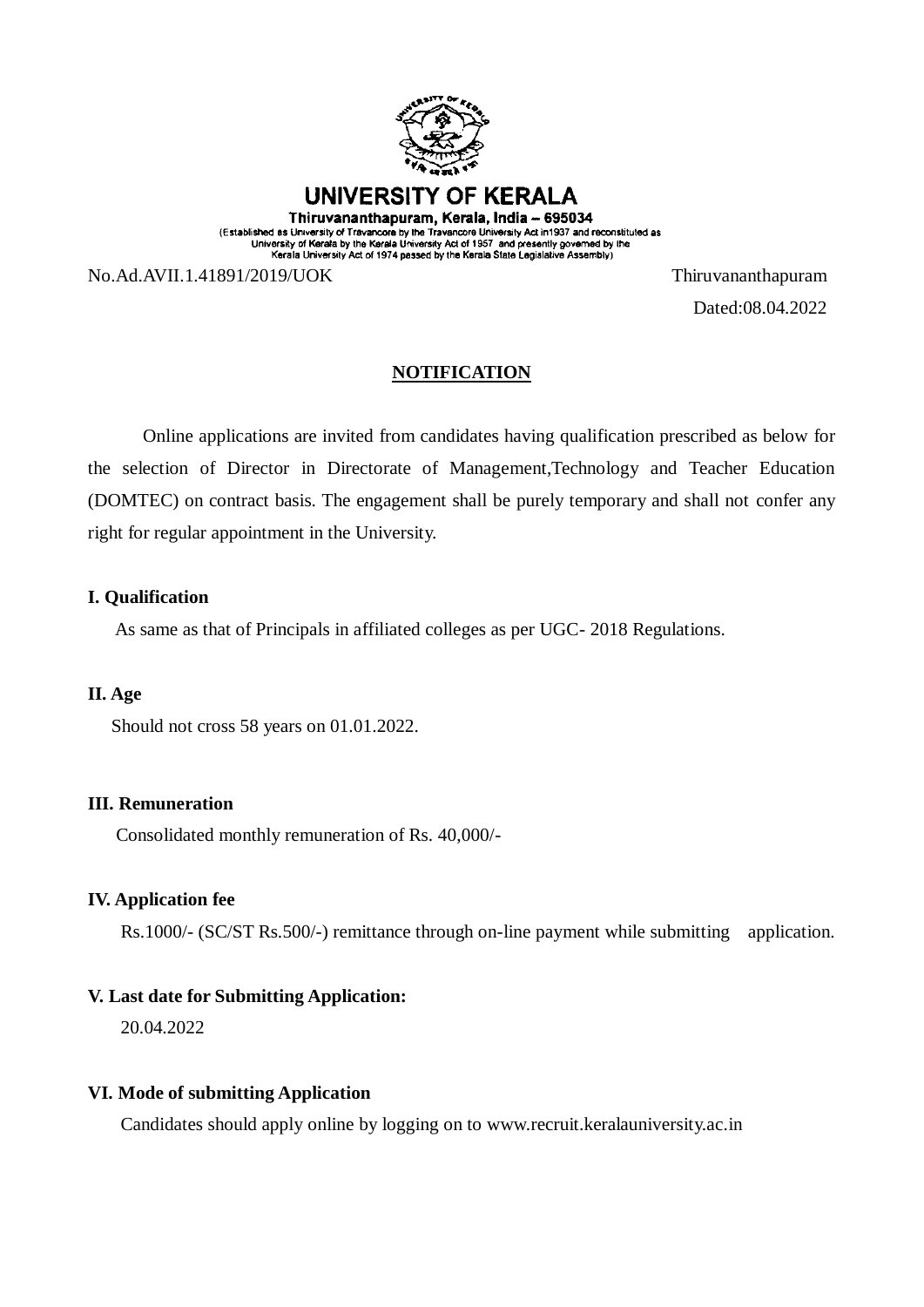# UNIVERSITY OF KERALA

**Thiruvananthapuram, Kerala, India – 695034**

(Established as University of Travancore by the Travancore University Act in1937 and reconstituted as University of Kerala by the Kerala University Act of 1957 and presently governed by the Kerala University Act of 1974 passed by the Kerala State Legislative Assembly)

No.Ad.AVII.1.41891/2019/UOK Thiruvananthapuram

Dated:08.04.2022

## NOTIFICATION

Online applications are invited from candidates having qualification prescribed as below for the selection of Director in Directorate of Management,Technology and Teacher Education (DOMTEC) on contract basis. The engagement shall be purely temporary and shall not confer any right for regular appointment in the University.

**I. Qualification**

As same as that of Principals in affiliated colleges as per UGC- 2018 Regulations.

**II. Age**

Should not cross 58 years on 01.01.2022.

**III. Remuneration**

Consolidated monthly remuneration of Rs. 40,000/-

**IV. Application fee**

Rs.1000/- (SC/ST Rs.500/-) remittance through on-line payment while submitting application.

**V. Last date for Submitting Application:**

20.04.2022

**VI. Mode of submitting Application**

Candidates should apply online by logging on to www.recruit.keralauniversity.ac.in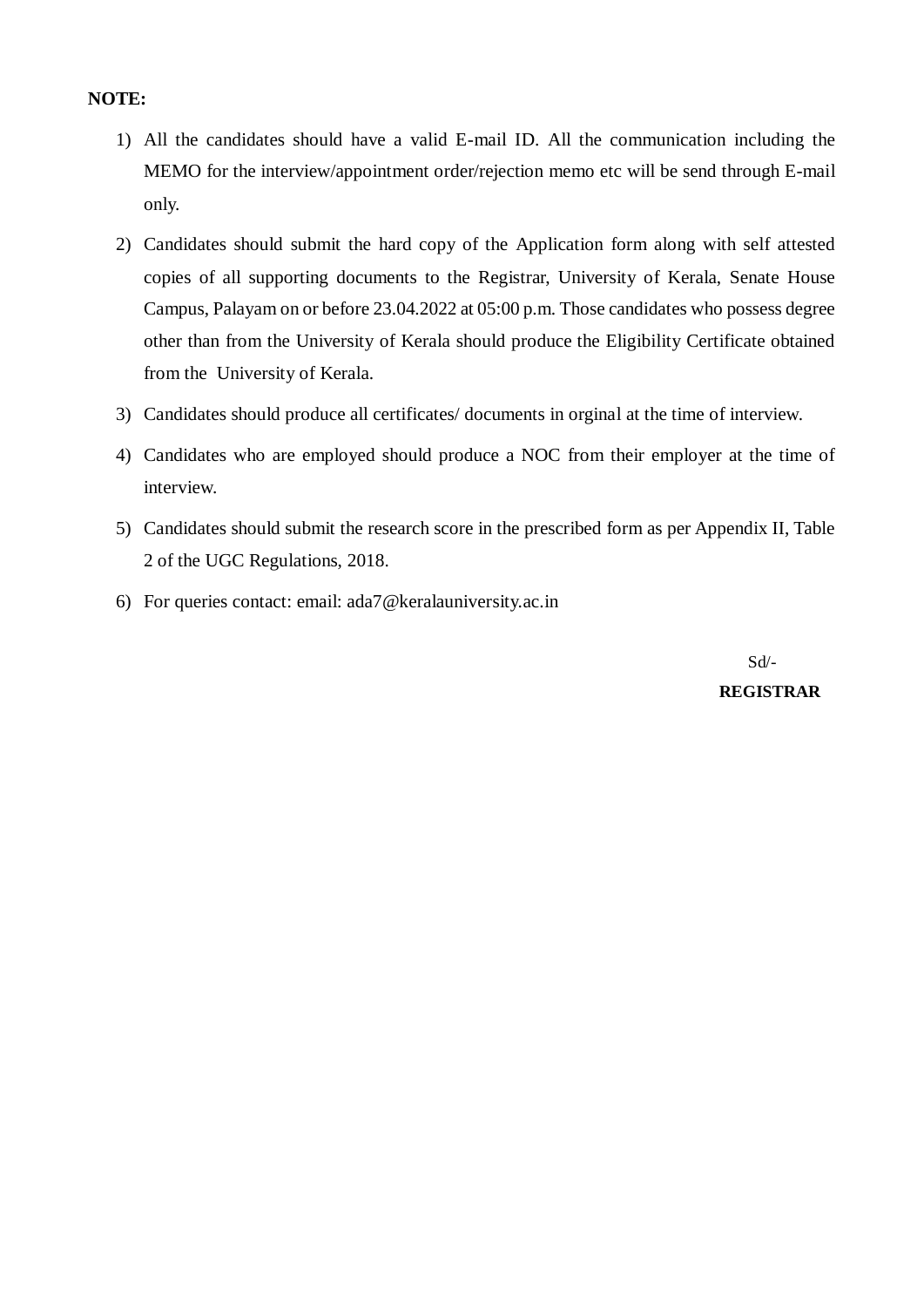**NOTE:**

1) All the candidates should have a valid E-mail ID. All the communication including the MEMO for the interview/appointment order/rejection memo etc will be send through E-mail only.
2) Candidates should submit the hard copy of the Application form along with self attested copies of all supporting documents to the Registrar, University of Kerala, Senate House Campus, Palayam on or before 23.04.2022 at 05:00 p.m. Those candidates who possess degree other than from the University of Kerala should produce the Eligibility Certificate obtained from the University of Kerala.
3) Candidates should produce all certificates/ documents in orginal at the time of interview.
4) Candidates who are employed should produce a NOC from their employer at the time of interview.
5) Candidates should submit the research score in the prescribed form as per Appendix II, Table 2 of the UGC Regulations, 2018.
6) For queries contact: email: ada7@keralauniversity.ac.in

Sd/-

**REGISTRAR**